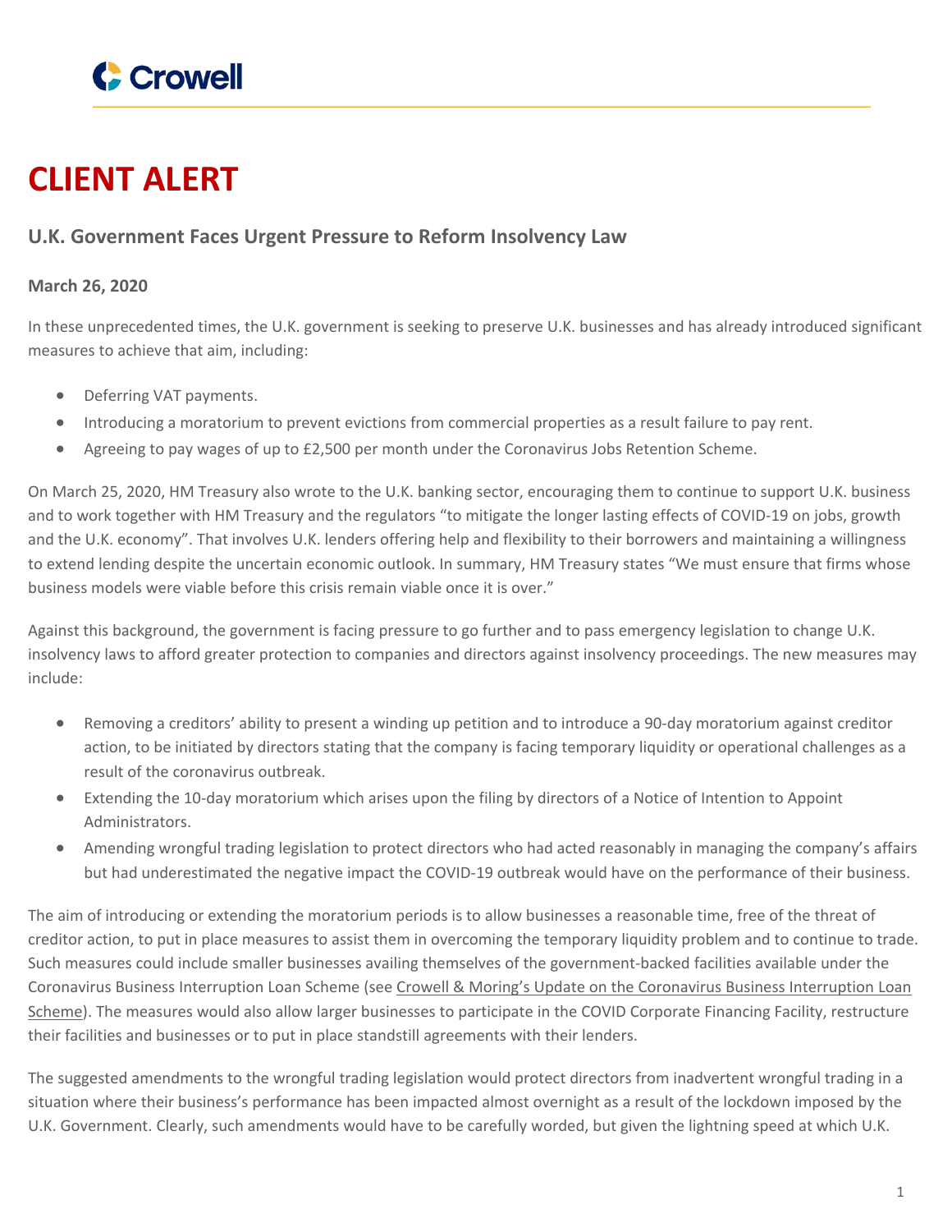Crowell

# CLIENT ALERT

## U.K. Government Faces Urgent Pressure to Reform Insolvency Law

**March 26, 2020**

In these unprecedented times, the U.K. government is seeking to preserve U.K. businesses and has already introduced significant measures to achieve that aim, including:

- Deferring VAT payments.
- Introducing a moratorium to prevent evictions from commercial properties as a result failure to pay rent.
- Agreeing to pay wages of up to £2,500 per month under the Coronavirus Jobs Retention Scheme.

On March 25, 2020, HM Treasury also wrote to the U.K. banking sector, encouraging them to continue to support U.K. business and to work together with HM Treasury and the regulators "to mitigate the longer lasting effects of COVID-19 on jobs, growth and the U.K. economy". That involves U.K. lenders offering help and flexibility to their borrowers and maintaining a willingness to extend lending despite the uncertain economic outlook. In summary, HM Treasury states "We must ensure that firms whose business models were viable before this crisis remain viable once it is over."

Against this background, the government is facing pressure to go further and to pass emergency legislation to change U.K. insolvency laws to afford greater protection to companies and directors against insolvency proceedings. The new measures may include:

- Removing a creditors' ability to present a winding up petition and to introduce a 90-day moratorium against creditor action, to be initiated by directors stating that the company is facing temporary liquidity or operational challenges as a result of the coronavirus outbreak.
- Extending the 10-day moratorium which arises upon the filing by directors of a Notice of Intention to Appoint Administrators.
- Amending wrongful trading legislation to protect directors who had acted reasonably in managing the company's affairs but had underestimated the negative impact the COVID-19 outbreak would have on the performance of their business.

The aim of introducing or extending the moratorium periods is to allow businesses a reasonable time, free of the threat of creditor action, to put in place measures to assist them in overcoming the temporary liquidity problem and to continue to trade. Such measures could include smaller businesses availing themselves of the government-backed facilities available under the Coronavirus Business Interruption Loan Scheme (see Crowell & Moring's Update on the Coronavirus Business Interruption Loan Scheme). The measures would also allow larger businesses to participate in the COVID Corporate Financing Facility, restructure their facilities and businesses or to put in place standstill agreements with their lenders.

The suggested amendments to the wrongful trading legislation would protect directors from inadvertent wrongful trading in a situation where their business's performance has been impacted almost overnight as a result of the lockdown imposed by the U.K. Government. Clearly, such amendments would have to be carefully worded, but given the lightning speed at which U.K.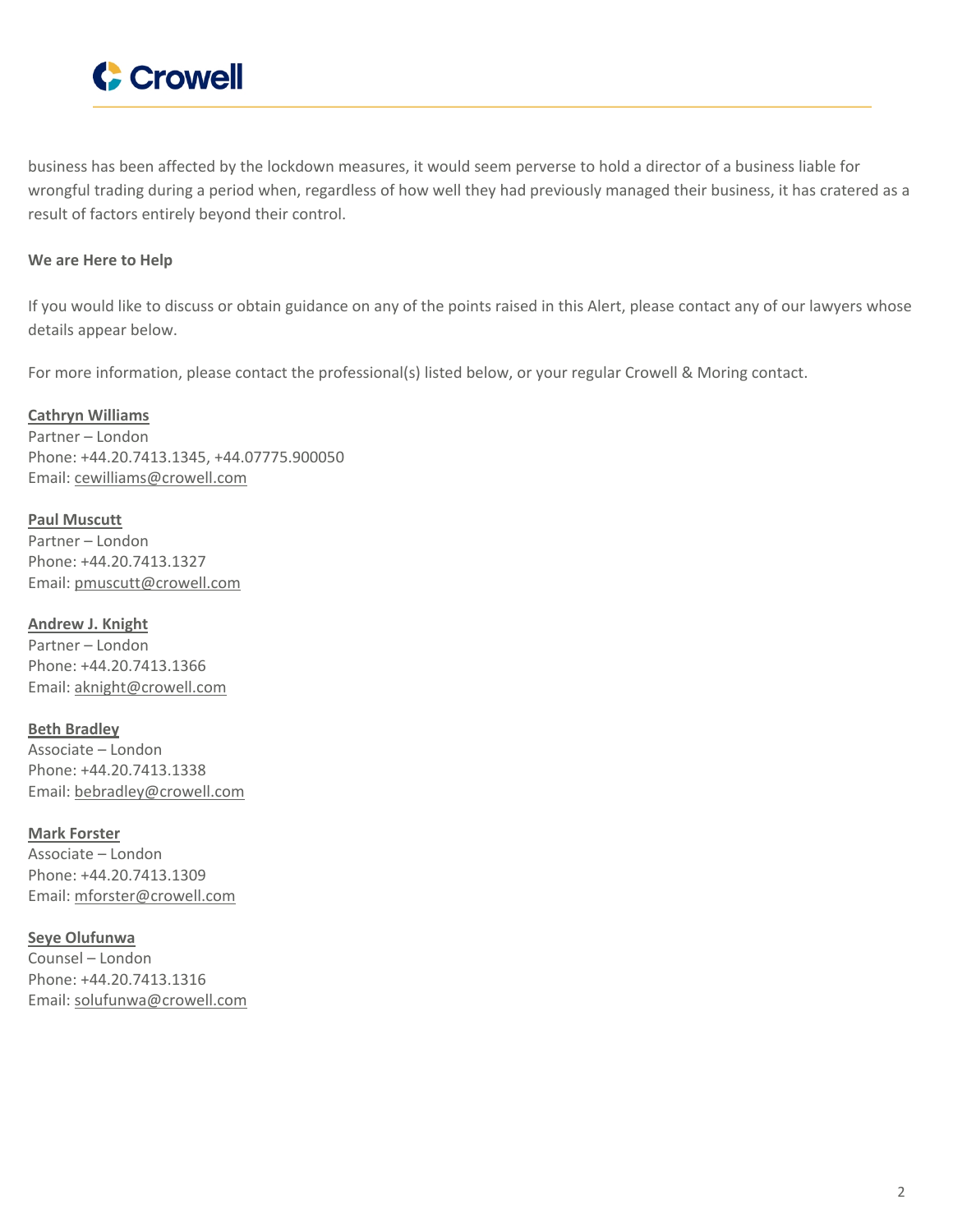business has been affected by the lockdown measures, it would seem perverse to hold a director of a business liable for wrongful trading during a period when, regardless of how well they had previously managed their business, it has cratered as a result of factors entirely beyond their control.

**We are Here to Help**

If you would like to discuss or obtain guidance on any of the points raised in this Alert, please contact any of our lawyers whose details appear below.

For more information, please contact the professional(s) listed below, or your regular Crowell & Moring contact.

**Cathryn Williams**
Partner – London
Phone: +44.20.7413.1345, +44.07775.900050
Email: cewilliams@crowell.com

**Paul Muscutt**
Partner – London
Phone: +44.20.7413.1327
Email: pmuscutt@crowell.com

**Andrew J. Knight**
Partner – London
Phone: +44.20.7413.1366
Email: aknight@crowell.com

**Beth Bradley**
Associate – London
Phone: +44.20.7413.1338
Email: bebradley@crowell.com

**Mark Forster**
Associate – London
Phone: +44.20.7413.1309
Email: mforster@crowell.com

**Seye Olufunwa**
Counsel – London
Phone: +44.20.7413.1316
Email: solufunwa@crowell.com